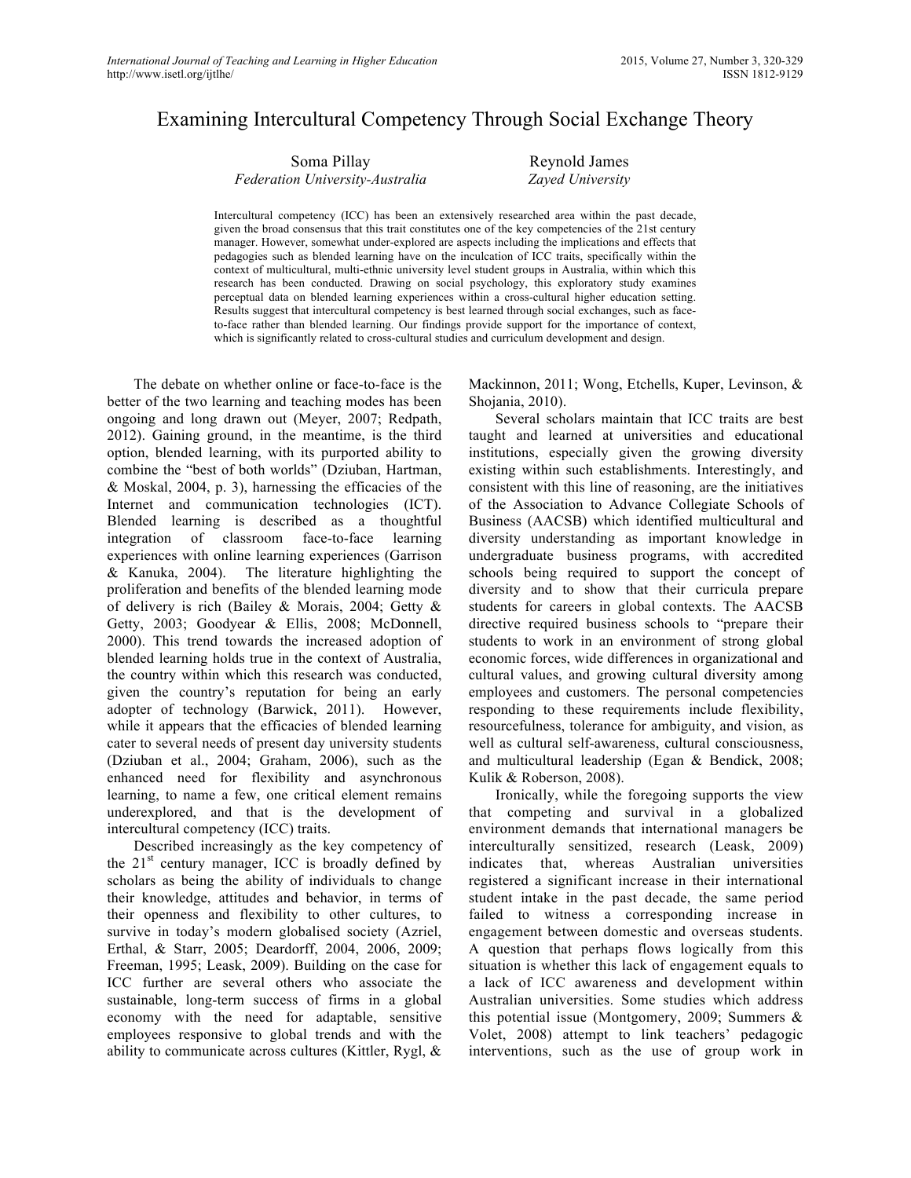# Examining Intercultural Competency Through Social Exchange Theory

Soma Pillay
*Federation University-Australia*

Reynold James
*Zayed University*

Intercultural competency (ICC) has been an extensively researched area within the past decade, given the broad consensus that this trait constitutes one of the key competencies of the 21st century manager. However, somewhat under-explored are aspects including the implications and effects that pedagogies such as blended learning have on the inculcation of ICC traits, specifically within the context of multicultural, multi-ethnic university level student groups in Australia, within which this research has been conducted. Drawing on social psychology, this exploratory study examines perceptual data on blended learning experiences within a cross-cultural higher education setting. Results suggest that intercultural competency is best learned through social exchanges, such as face-to-face rather than blended learning. Our findings provide support for the importance of context, which is significantly related to cross-cultural studies and curriculum development and design.

The debate on whether online or face-to-face is the better of the two learning and teaching modes has been ongoing and long drawn out (Meyer, 2007; Redpath, 2012). Gaining ground, in the meantime, is the third option, blended learning, with its purported ability to combine the "best of both worlds" (Dziuban, Hartman, & Moskal, 2004, p. 3), harnessing the efficacies of the Internet and communication technologies (ICT). Blended learning is described as a thoughtful integration of classroom face-to-face learning experiences with online learning experiences (Garrison & Kanuka, 2004). The literature highlighting the proliferation and benefits of the blended learning mode of delivery is rich (Bailey & Morais, 2004; Getty & Getty, 2003; Goodyear & Ellis, 2008; McDonnell, 2000). This trend towards the increased adoption of blended learning holds true in the context of Australia, the country within which this research was conducted, given the country's reputation for being an early adopter of technology (Barwick, 2011). However, while it appears that the efficacies of blended learning cater to several needs of present day university students (Dziuban et al., 2004; Graham, 2006), such as the enhanced need for flexibility and asynchronous learning, to name a few, one critical element remains underexplored, and that is the development of intercultural competency (ICC) traits.

Described increasingly as the key competency of the 21st century manager, ICC is broadly defined by scholars as being the ability of individuals to change their knowledge, attitudes and behavior, in terms of their openness and flexibility to other cultures, to survive in today's modern globalised society (Azriel, Erthal, & Starr, 2005; Deardorff, 2004, 2006, 2009; Freeman, 1995; Leask, 2009). Building on the case for ICC further are several others who associate the sustainable, long-term success of firms in a global economy with the need for adaptable, sensitive employees responsive to global trends and with the ability to communicate across cultures (Kittler, Rygl, & Mackinnon, 2011; Wong, Etchells, Kuper, Levinson, & Shojania, 2010).

Several scholars maintain that ICC traits are best taught and learned at universities and educational institutions, especially given the growing diversity existing within such establishments. Interestingly, and consistent with this line of reasoning, are the initiatives of the Association to Advance Collegiate Schools of Business (AACSB) which identified multicultural and diversity understanding as important knowledge in undergraduate business programs, with accredited schools being required to support the concept of diversity and to show that their curricula prepare students for careers in global contexts. The AACSB directive required business schools to "prepare their students to work in an environment of strong global economic forces, wide differences in organizational and cultural values, and growing cultural diversity among employees and customers. The personal competencies responding to these requirements include flexibility, resourcefulness, tolerance for ambiguity, and vision, as well as cultural self-awareness, cultural consciousness, and multicultural leadership (Egan & Bendick, 2008; Kulik & Roberson, 2008).

Ironically, while the foregoing supports the view that competing and survival in a globalized environment demands that international managers be interculturally sensitized, research (Leask, 2009) indicates that, whereas Australian universities registered a significant increase in their international student intake in the past decade, the same period failed to witness a corresponding increase in engagement between domestic and overseas students. A question that perhaps flows logically from this situation is whether this lack of engagement equals to a lack of ICC awareness and development within Australian universities. Some studies which address this potential issue (Montgomery, 2009; Summers & Volet, 2008) attempt to link teachers' pedagogic interventions, such as the use of group work in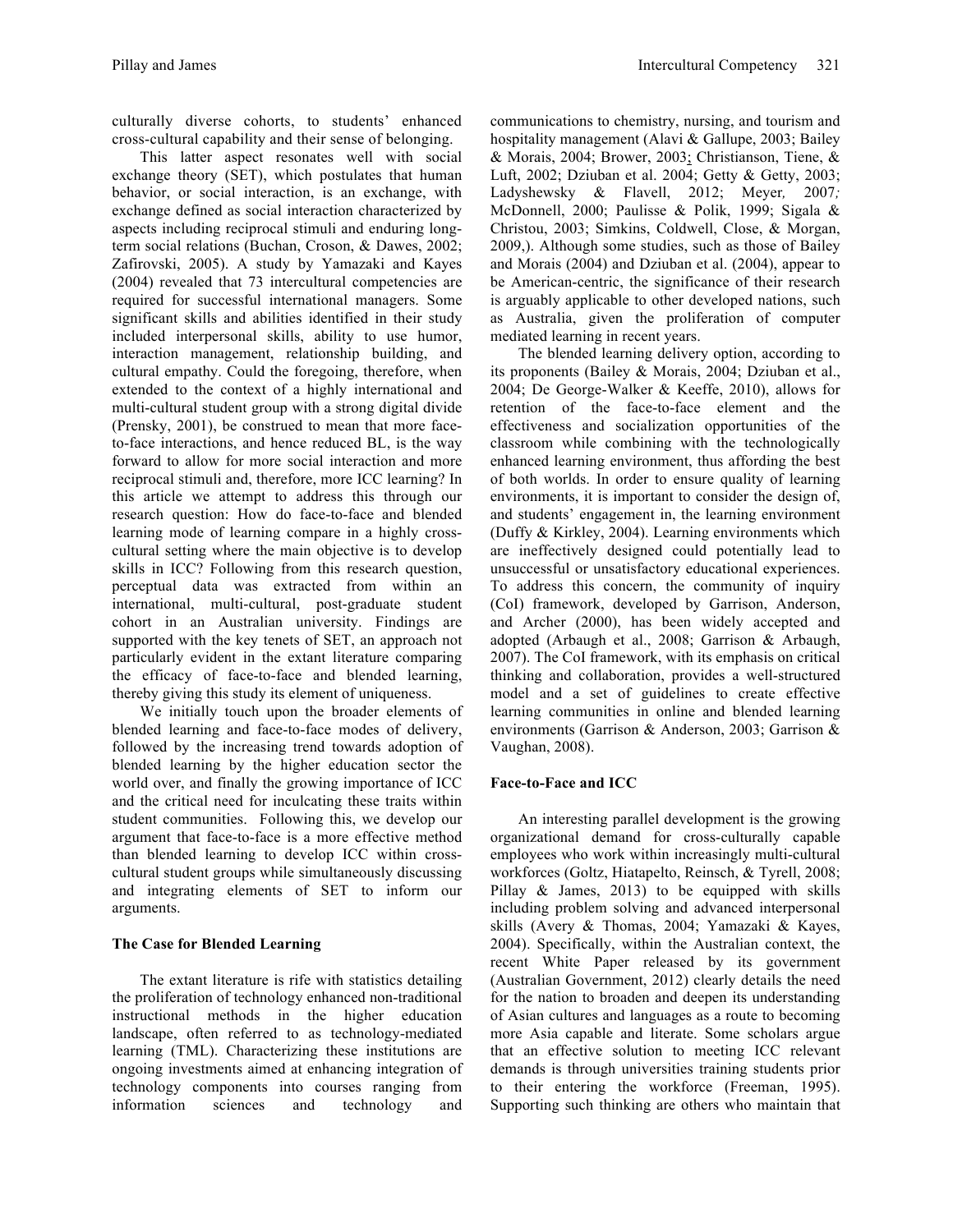culturally diverse cohorts, to students' enhanced cross-cultural capability and their sense of belonging.

This latter aspect resonates well with social exchange theory (SET), which postulates that human behavior, or social interaction, is an exchange, with exchange defined as social interaction characterized by aspects including reciprocal stimuli and enduring long-term social relations (Buchan, Croson, & Dawes, 2002; Zafirovski, 2005). A study by Yamazaki and Kayes (2004) revealed that 73 intercultural competencies are required for successful international managers. Some significant skills and abilities identified in their study included interpersonal skills, ability to use humor, interaction management, relationship building, and cultural empathy. Could the foregoing, therefore, when extended to the context of a highly international and multi-cultural student group with a strong digital divide (Prensky, 2001), be construed to mean that more face-to-face interactions, and hence reduced BL, is the way forward to allow for more social interaction and more reciprocal stimuli and, therefore, more ICC learning? In this article we attempt to address this through our research question: How do face-to-face and blended learning mode of learning compare in a highly cross-cultural setting where the main objective is to develop skills in ICC? Following from this research question, perceptual data was extracted from within an international, multi-cultural, post-graduate student cohort in an Australian university. Findings are supported with the key tenets of SET, an approach not particularly evident in the extant literature comparing the efficacy of face-to-face and blended learning, thereby giving this study its element of uniqueness.

We initially touch upon the broader elements of blended learning and face-to-face modes of delivery, followed by the increasing trend towards adoption of blended learning by the higher education sector the world over, and finally the growing importance of ICC and the critical need for inculcating these traits within student communities. Following this, we develop our argument that face-to-face is a more effective method than blended learning to develop ICC within cross-cultural student groups while simultaneously discussing and integrating elements of SET to inform our arguments.

## The Case for Blended Learning

The extant literature is rife with statistics detailing the proliferation of technology enhanced non-traditional instructional methods in the higher education landscape, often referred to as technology-mediated learning (TML). Characterizing these institutions are ongoing investments aimed at enhancing integration of technology components into courses ranging from information sciences and technology and communications to chemistry, nursing, and tourism and hospitality management (Alavi & Gallupe, 2003; Bailey & Morais, 2004; Brower, 2003; Christianson, Tiene, & Luft, 2002; Dziuban et al. 2004; Getty & Getty, 2003; Ladyshewsky & Flavell, 2012; Meyer, 2007; McDonnell, 2000; Paulisse & Polik, 1999; Sigala & Christou, 2003; Simkins, Coldwell, Close, & Morgan, 2009,). Although some studies, such as those of Bailey and Morais (2004) and Dziuban et al. (2004), appear to be American-centric, the significance of their research is arguably applicable to other developed nations, such as Australia, given the proliferation of computer mediated learning in recent years.

The blended learning delivery option, according to its proponents (Bailey & Morais, 2004; Dziuban et al., 2004; De George-Walker & Keeffe, 2010), allows for retention of the face-to-face element and the effectiveness and socialization opportunities of the classroom while combining with the technologically enhanced learning environment, thus affording the best of both worlds. In order to ensure quality of learning environments, it is important to consider the design of, and students' engagement in, the learning environment (Duffy & Kirkley, 2004). Learning environments which are ineffectively designed could potentially lead to unsuccessful or unsatisfactory educational experiences. To address this concern, the community of inquiry (CoI) framework, developed by Garrison, Anderson, and Archer (2000), has been widely accepted and adopted (Arbaugh et al., 2008; Garrison & Arbaugh, 2007). The CoI framework, with its emphasis on critical thinking and collaboration, provides a well-structured model and a set of guidelines to create effective learning communities in online and blended learning environments (Garrison & Anderson, 2003; Garrison & Vaughan, 2008).

## Face-to-Face and ICC

An interesting parallel development is the growing organizational demand for cross-culturally capable employees who work within increasingly multi-cultural workforces (Goltz, Hiatapelto, Reinsch, & Tyrell, 2008; Pillay & James, 2013) to be equipped with skills including problem solving and advanced interpersonal skills (Avery & Thomas, 2004; Yamazaki & Kayes, 2004). Specifically, within the Australian context, the recent White Paper released by its government (Australian Government, 2012) clearly details the need for the nation to broaden and deepen its understanding of Asian cultures and languages as a route to becoming more Asia capable and literate. Some scholars argue that an effective solution to meeting ICC relevant demands is through universities training students prior to their entering the workforce (Freeman, 1995). Supporting such thinking are others who maintain that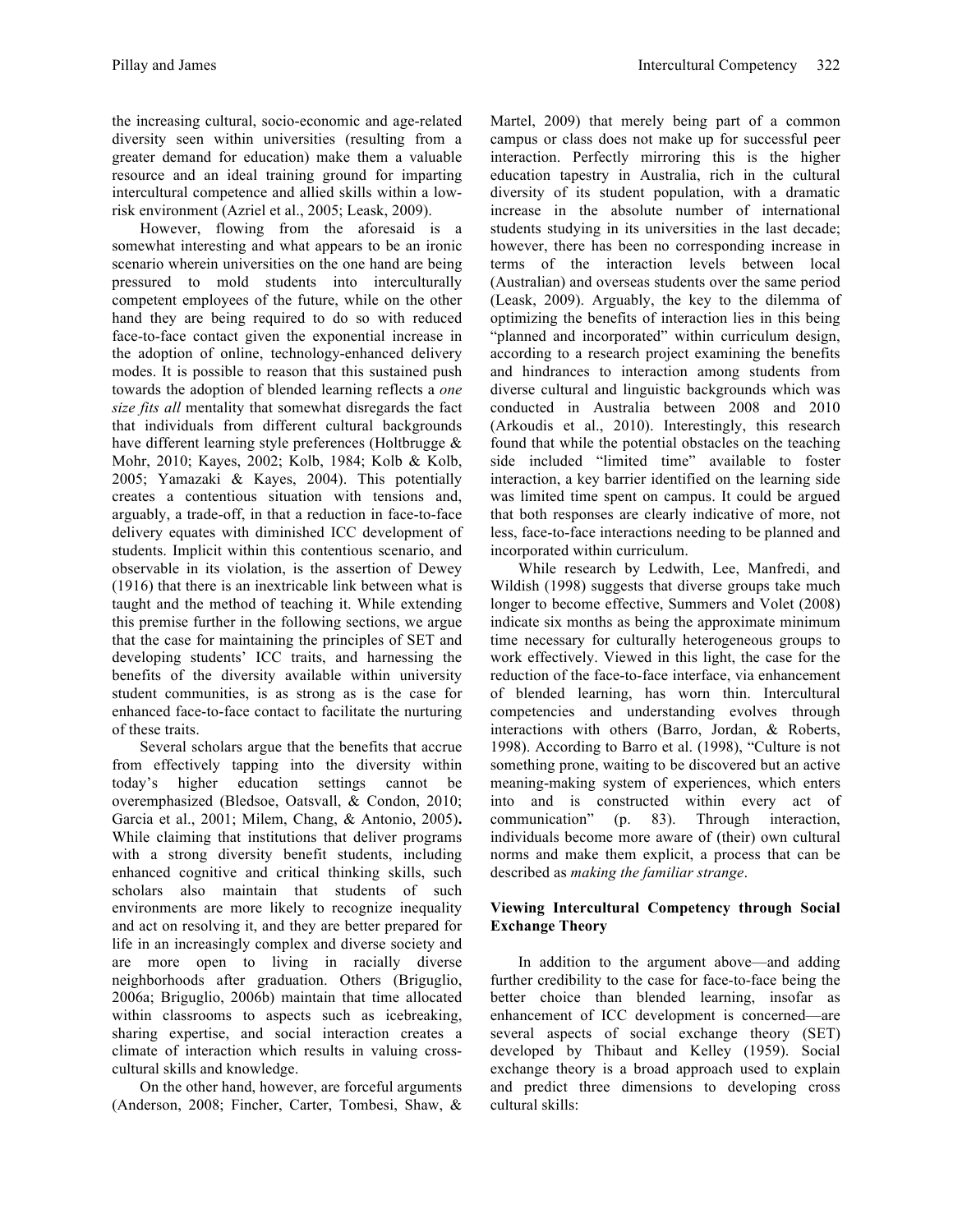the increasing cultural, socio-economic and age-related diversity seen within universities (resulting from a greater demand for education) make them a valuable resource and an ideal training ground for imparting intercultural competence and allied skills within a low-risk environment (Azriel et al., 2005; Leask, 2009).

However, flowing from the aforesaid is a somewhat interesting and what appears to be an ironic scenario wherein universities on the one hand are being pressured to mold students into interculturally competent employees of the future, while on the other hand they are being required to do so with reduced face-to-face contact given the exponential increase in the adoption of online, technology-enhanced delivery modes. It is possible to reason that this sustained push towards the adoption of blended learning reflects a *one size fits all* mentality that somewhat disregards the fact that individuals from different cultural backgrounds have different learning style preferences (Holtbrugge & Mohr, 2010; Kayes, 2002; Kolb, 1984; Kolb & Kolb, 2005; Yamazaki & Kayes, 2004). This potentially creates a contentious situation with tensions and, arguably, a trade-off, in that a reduction in face-to-face delivery equates with diminished ICC development of students. Implicit within this contentious scenario, and observable in its violation, is the assertion of Dewey (1916) that there is an inextricable link between what is taught and the method of teaching it. While extending this premise further in the following sections, we argue that the case for maintaining the principles of SET and developing students' ICC traits, and harnessing the benefits of the diversity available within university student communities, is as strong as is the case for enhanced face-to-face contact to facilitate the nurturing of these traits.

Several scholars argue that the benefits that accrue from effectively tapping into the diversity within today's higher education settings cannot be overemphasized (Bledsoe, Oatsvall, & Condon, 2010; Garcia et al., 2001; Milem, Chang, & Antonio, 2005). While claiming that institutions that deliver programs with a strong diversity benefit students, including enhanced cognitive and critical thinking skills, such scholars also maintain that students of such environments are more likely to recognize inequality and act on resolving it, and they are better prepared for life in an increasingly complex and diverse society and are more open to living in racially diverse neighborhoods after graduation. Others (Briguglio, 2006a; Briguglio, 2006b) maintain that time allocated within classrooms to aspects such as icebreaking, sharing expertise, and social interaction creates a climate of interaction which results in valuing cross-cultural skills and knowledge.

On the other hand, however, are forceful arguments (Anderson, 2008; Fincher, Carter, Tombesi, Shaw, & Martel, 2009) that merely being part of a common campus or class does not make up for successful peer interaction. Perfectly mirroring this is the higher education tapestry in Australia, rich in the cultural diversity of its student population, with a dramatic increase in the absolute number of international students studying in its universities in the last decade; however, there has been no corresponding increase in terms of the interaction levels between local (Australian) and overseas students over the same period (Leask, 2009). Arguably, the key to the dilemma of optimizing the benefits of interaction lies in this being "planned and incorporated" within curriculum design, according to a research project examining the benefits and hindrances to interaction among students from diverse cultural and linguistic backgrounds which was conducted in Australia between 2008 and 2010 (Arkoudis et al., 2010). Interestingly, this research found that while the potential obstacles on the teaching side included "limited time" available to foster interaction, a key barrier identified on the learning side was limited time spent on campus. It could be argued that both responses are clearly indicative of more, not less, face-to-face interactions needing to be planned and incorporated within curriculum.

While research by Ledwith, Lee, Manfredi, and Wildish (1998) suggests that diverse groups take much longer to become effective, Summers and Volet (2008) indicate six months as being the approximate minimum time necessary for culturally heterogeneous groups to work effectively. Viewed in this light, the case for the reduction of the face-to-face interface, via enhancement of blended learning, has worn thin. Intercultural competencies and understanding evolves through interactions with others (Barro, Jordan, & Roberts, 1998). According to Barro et al. (1998), "Culture is not something prone, waiting to be discovered but an active meaning-making system of experiences, which enters into and is constructed within every act of communication" (p. 83). Through interaction, individuals become more aware of (their) own cultural norms and make them explicit, a process that can be described as *making the familiar strange*.

## Viewing Intercultural Competency through Social Exchange Theory

In addition to the argument above—and adding further credibility to the case for face-to-face being the better choice than blended learning, insofar as enhancement of ICC development is concerned—are several aspects of social exchange theory (SET) developed by Thibaut and Kelley (1959). Social exchange theory is a broad approach used to explain and predict three dimensions to developing cross cultural skills: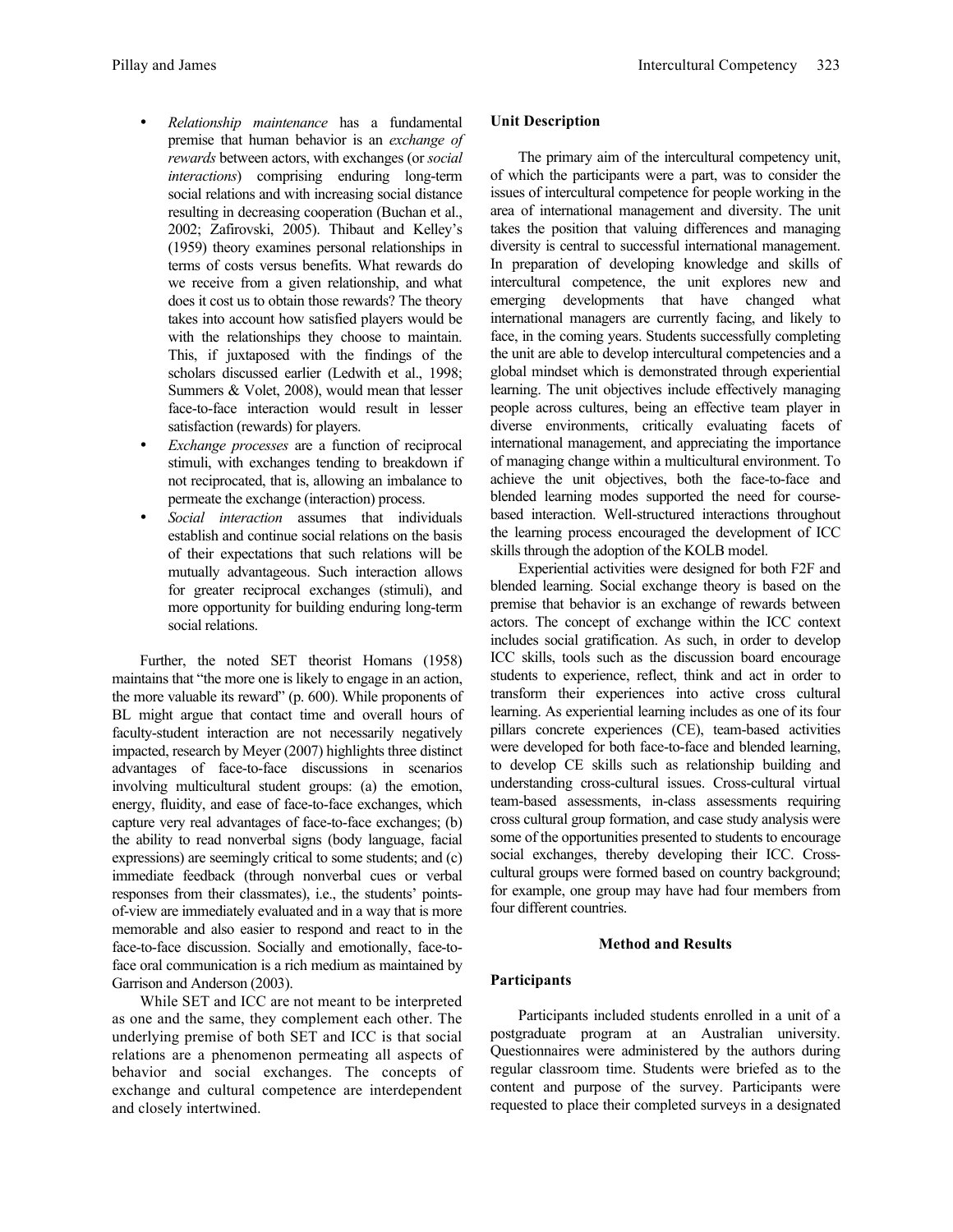- *Relationship maintenance* has a fundamental premise that human behavior is an *exchange of rewards* between actors, with exchanges (or *social interactions*) comprising enduring long-term social relations and with increasing social distance resulting in decreasing cooperation (Buchan et al., 2002; Zafirovski, 2005). Thibaut and Kelley's (1959) theory examines personal relationships in terms of costs versus benefits. What rewards do we receive from a given relationship, and what does it cost us to obtain those rewards? The theory takes into account how satisfied players would be with the relationships they choose to maintain. This, if juxtaposed with the findings of the scholars discussed earlier (Ledwith et al., 1998; Summers & Volet, 2008), would mean that lesser face-to-face interaction would result in lesser satisfaction (rewards) for players.
- *Exchange processes* are a function of reciprocal stimuli, with exchanges tending to breakdown if not reciprocated, that is, allowing an imbalance to permeate the exchange (interaction) process.
- *Social interaction* assumes that individuals establish and continue social relations on the basis of their expectations that such relations will be mutually advantageous. Such interaction allows for greater reciprocal exchanges (stimuli), and more opportunity for building enduring long-term social relations.

Further, the noted SET theorist Homans (1958) maintains that "the more one is likely to engage in an action, the more valuable its reward" (p. 600). While proponents of BL might argue that contact time and overall hours of faculty-student interaction are not necessarily negatively impacted, research by Meyer (2007) highlights three distinct advantages of face-to-face discussions in scenarios involving multicultural student groups: (a) the emotion, energy, fluidity, and ease of face-to-face exchanges, which capture very real advantages of face-to-face exchanges; (b) the ability to read nonverbal signs (body language, facial expressions) are seemingly critical to some students; and (c) immediate feedback (through nonverbal cues or verbal responses from their classmates), i.e., the students' points-of-view are immediately evaluated and in a way that is more memorable and also easier to respond and react to in the face-to-face discussion. Socially and emotionally, face-to-face oral communication is a rich medium as maintained by Garrison and Anderson (2003).

While SET and ICC are not meant to be interpreted as one and the same, they complement each other. The underlying premise of both SET and ICC is that social relations are a phenomenon permeating all aspects of behavior and social exchanges. The concepts of exchange and cultural competence are interdependent and closely intertwined.

### Unit Description

The primary aim of the intercultural competency unit, of which the participants were a part, was to consider the issues of intercultural competence for people working in the area of international management and diversity. The unit takes the position that valuing differences and managing diversity is central to successful international management. In preparation of developing knowledge and skills of intercultural competence, the unit explores new and emerging developments that have changed what international managers are currently facing, and likely to face, in the coming years. Students successfully completing the unit are able to develop intercultural competencies and a global mindset which is demonstrated through experiential learning. The unit objectives include effectively managing people across cultures, being an effective team player in diverse environments, critically evaluating facets of international management, and appreciating the importance of managing change within a multicultural environment. To achieve the unit objectives, both the face-to-face and blended learning modes supported the need for course-based interaction. Well-structured interactions throughout the learning process encouraged the development of ICC skills through the adoption of the KOLB model.

Experiential activities were designed for both F2F and blended learning. Social exchange theory is based on the premise that behavior is an exchange of rewards between actors. The concept of exchange within the ICC context includes social gratification. As such, in order to develop ICC skills, tools such as the discussion board encourage students to experience, reflect, think and act in order to transform their experiences into active cross cultural learning. As experiential learning includes as one of its four pillars concrete experiences (CE), team-based activities were developed for both face-to-face and blended learning, to develop CE skills such as relationship building and understanding cross-cultural issues. Cross-cultural virtual team-based assessments, in-class assessments requiring cross cultural group formation, and case study analysis were some of the opportunities presented to students to encourage social exchanges, thereby developing their ICC. Cross-cultural groups were formed based on country background; for example, one group may have had four members from four different countries.

## Method and Results

### Participants

Participants included students enrolled in a unit of a postgraduate program at an Australian university. Questionnaires were administered by the authors during regular classroom time. Students were briefed as to the content and purpose of the survey. Participants were requested to place their completed surveys in a designated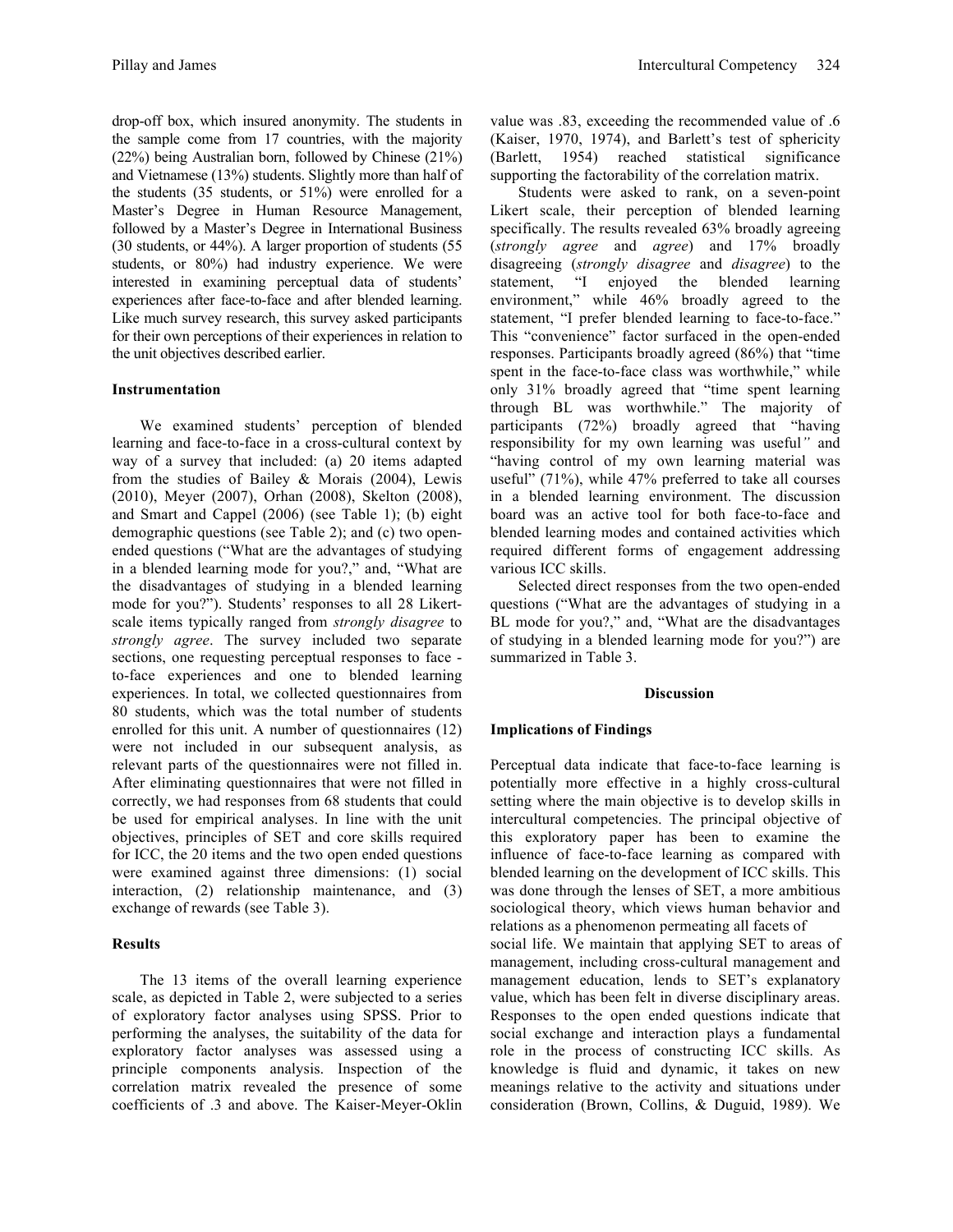drop-off box, which insured anonymity. The students in the sample come from 17 countries, with the majority (22%) being Australian born, followed by Chinese (21%) and Vietnamese (13%) students. Slightly more than half of the students (35 students, or 51%) were enrolled for a Master's Degree in Human Resource Management, followed by a Master's Degree in International Business (30 students, or 44%). A larger proportion of students (55 students, or 80%) had industry experience. We were interested in examining perceptual data of students' experiences after face-to-face and after blended learning. Like much survey research, this survey asked participants for their own perceptions of their experiences in relation to the unit objectives described earlier.

### Instrumentation

We examined students' perception of blended learning and face-to-face in a cross-cultural context by way of a survey that included: (a) 20 items adapted from the studies of Bailey & Morais (2004), Lewis (2010), Meyer (2007), Orhan (2008), Skelton (2008), and Smart and Cappel (2006) (see Table 1); (b) eight demographic questions (see Table 2); and (c) two open-ended questions ("What are the advantages of studying in a blended learning mode for you?," and, "What are the disadvantages of studying in a blended learning mode for you?"). Students' responses to all 28 Likert-scale items typically ranged from *strongly disagree* to *strongly agree*. The survey included two separate sections, one requesting perceptual responses to face-to-face experiences and one to blended learning experiences. In total, we collected questionnaires from 80 students, which was the total number of students enrolled for this unit. A number of questionnaires (12) were not included in our subsequent analysis, as relevant parts of the questionnaires were not filled in. After eliminating questionnaires that were not filled in correctly, we had responses from 68 students that could be used for empirical analyses. In line with the unit objectives, principles of SET and core skills required for ICC, the 20 items and the two open ended questions were examined against three dimensions: (1) social interaction, (2) relationship maintenance, and (3) exchange of rewards (see Table 3).

### Results

The 13 items of the overall learning experience scale, as depicted in Table 2, were subjected to a series of exploratory factor analyses using SPSS. Prior to performing the analyses, the suitability of the data for exploratory factor analyses was assessed using a principle components analysis. Inspection of the correlation matrix revealed the presence of some coefficients of .3 and above. The Kaiser-Meyer-Oklin value was .83, exceeding the recommended value of .6 (Kaiser, 1970, 1974), and Barlett's test of sphericity (Barlett, 1954) reached statistical significance supporting the factorability of the correlation matrix.

Students were asked to rank, on a seven-point Likert scale, their perception of blended learning specifically. The results revealed 63% broadly agreeing (*strongly agree* and *agree*) and 17% broadly disagreeing (*strongly disagree* and *disagree*) to the statement, "I enjoyed the blended learning environment," while 46% broadly agreed to the statement, "I prefer blended learning to face-to-face." This "convenience" factor surfaced in the open-ended responses. Participants broadly agreed (86%) that "time spent in the face-to-face class was worthwhile," while only 31% broadly agreed that "time spent learning through BL was worthwhile." The majority of participants (72%) broadly agreed that "having responsibility for my own learning was useful" and "having control of my own learning material was useful" (71%), while 47% preferred to take all courses in a blended learning environment. The discussion board was an active tool for both face-to-face and blended learning modes and contained activities which required different forms of engagement addressing various ICC skills.

Selected direct responses from the two open-ended questions ("What are the advantages of studying in a BL mode for you?," and, "What are the disadvantages of studying in a blended learning mode for you?") are summarized in Table 3.

## Discussion

### Implications of Findings

Perceptual data indicate that face-to-face learning is potentially more effective in a highly cross-cultural setting where the main objective is to develop skills in intercultural competencies. The principal objective of this exploratory paper has been to examine the influence of face-to-face learning as compared with blended learning on the development of ICC skills. This was done through the lenses of SET, a more ambitious sociological theory, which views human behavior and relations as a phenomenon permeating all facets of social life. We maintain that applying SET to areas of management, including cross-cultural management and management education, lends to SET's explanatory value, which has been felt in diverse disciplinary areas. Responses to the open ended questions indicate that social exchange and interaction plays a fundamental role in the process of constructing ICC skills. As knowledge is fluid and dynamic, it takes on new meanings relative to the activity and situations under consideration (Brown, Collins, & Duguid, 1989). We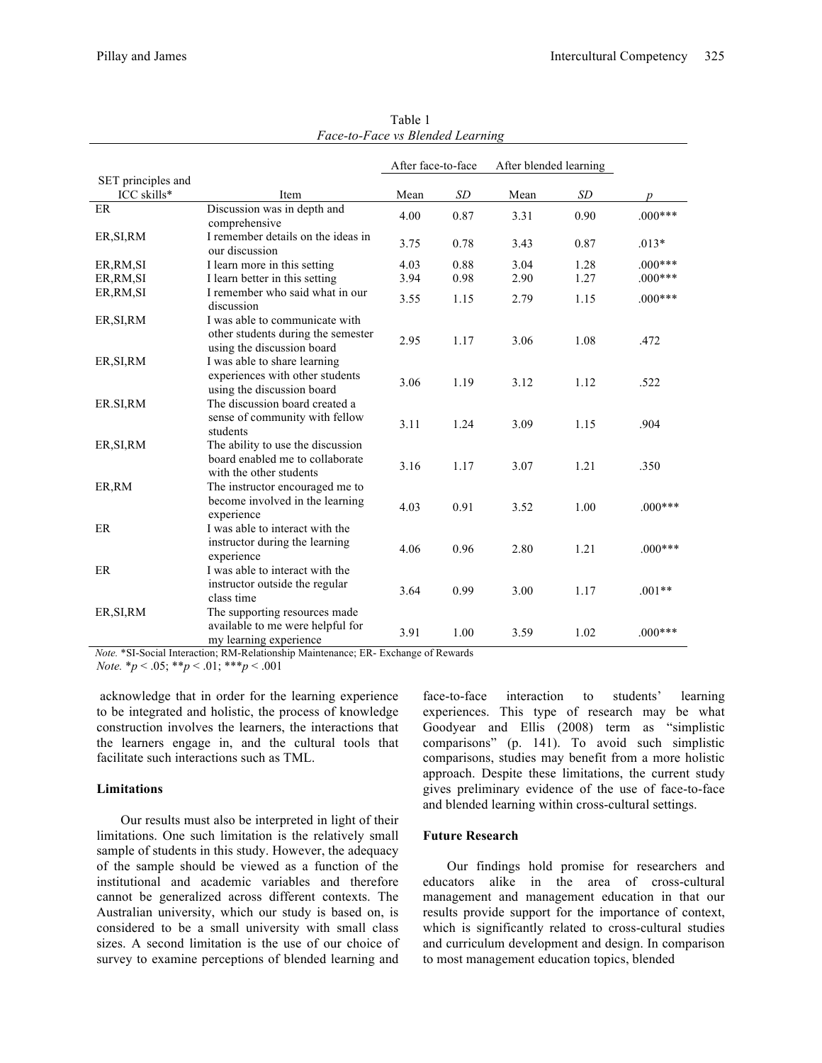Table 1
*Face-to-Face vs Blended Learning*

| SET principles and ICC skills* | Item | After face-to-face | | After blended learning | | |
|---|---|---|---|---|---|---|
| | | Mean | *SD* | Mean | *SD* | *p* |
| ER | Discussion was in depth and comprehensive | 4.00 | 0.87 | 3.31 | 0.90 | .000*** |
| ER,SI,RM | I remember details on the ideas in our discussion | 3.75 | 0.78 | 3.43 | 0.87 | .013* |
| ER,RM,SI | I learn more in this setting | 4.03 | 0.88 | 3.04 | 1.28 | .000*** |
| ER,RM,SI | I learn better in this setting | 3.94 | 0.98 | 2.90 | 1.27 | .000*** |
| ER,RM,SI | I remember who said what in our discussion | 3.55 | 1.15 | 2.79 | 1.15 | .000*** |
| ER,SI,RM | I was able to communicate with other students during the semester using the discussion board | 2.95 | 1.17 | 3.06 | 1.08 | .472 |
| ER,SI,RM | I was able to share learning experiences with other students using the discussion board | 3.06 | 1.19 | 3.12 | 1.12 | .522 |
| ER.SI,RM | The discussion board created a sense of community with fellow students | 3.11 | 1.24 | 3.09 | 1.15 | .904 |
| ER,SI,RM | The ability to use the discussion board enabled me to collaborate with the other students | 3.16 | 1.17 | 3.07 | 1.21 | .350 |
| ER,RM | The instructor encouraged me to become involved in the learning experience | 4.03 | 0.91 | 3.52 | 1.00 | .000*** |
| ER | I was able to interact with the instructor during the learning experience | 4.06 | 0.96 | 2.80 | 1.21 | .000*** |
| ER | I was able to interact with the instructor outside the regular class time | 3.64 | 0.99 | 3.00 | 1.17 | .001** |
| ER,SI,RM | The supporting resources made available to me were helpful for my learning experience | 3.91 | 1.00 | 3.59 | 1.02 | .000*** |

*Note.* *SI-Social Interaction; RM-Relationship Maintenance; ER- Exchange of Rewards
*Note.* *$p < .05$; **$p < .01$; ***$p < .001$

acknowledge that in order for the learning experience to be integrated and holistic, the process of knowledge construction involves the learners, the interactions that the learners engage in, and the cultural tools that facilitate such interactions such as TML.

**Limitations**

Our results must also be interpreted in light of their limitations. One such limitation is the relatively small sample of students in this study. However, the adequacy of the sample should be viewed as a function of the institutional and academic variables and therefore cannot be generalized across different contexts. The Australian university, which our study is based on, is considered to be a small university with small class sizes. A second limitation is the use of our choice of survey to examine perceptions of blended learning and face-to-face interaction to students' learning experiences. This type of research may be what Goodyear and Ellis (2008) term as "simplistic comparisons" (p. 141). To avoid such simplistic comparisons, studies may benefit from a more holistic approach. Despite these limitations, the current study gives preliminary evidence of the use of face-to-face and blended learning within cross-cultural settings.

**Future Research**

Our findings hold promise for researchers and educators alike in the area of cross-cultural management and management education in that our results provide support for the importance of context, which is significantly related to cross-cultural studies and curriculum development and design. In comparison to most management education topics, blended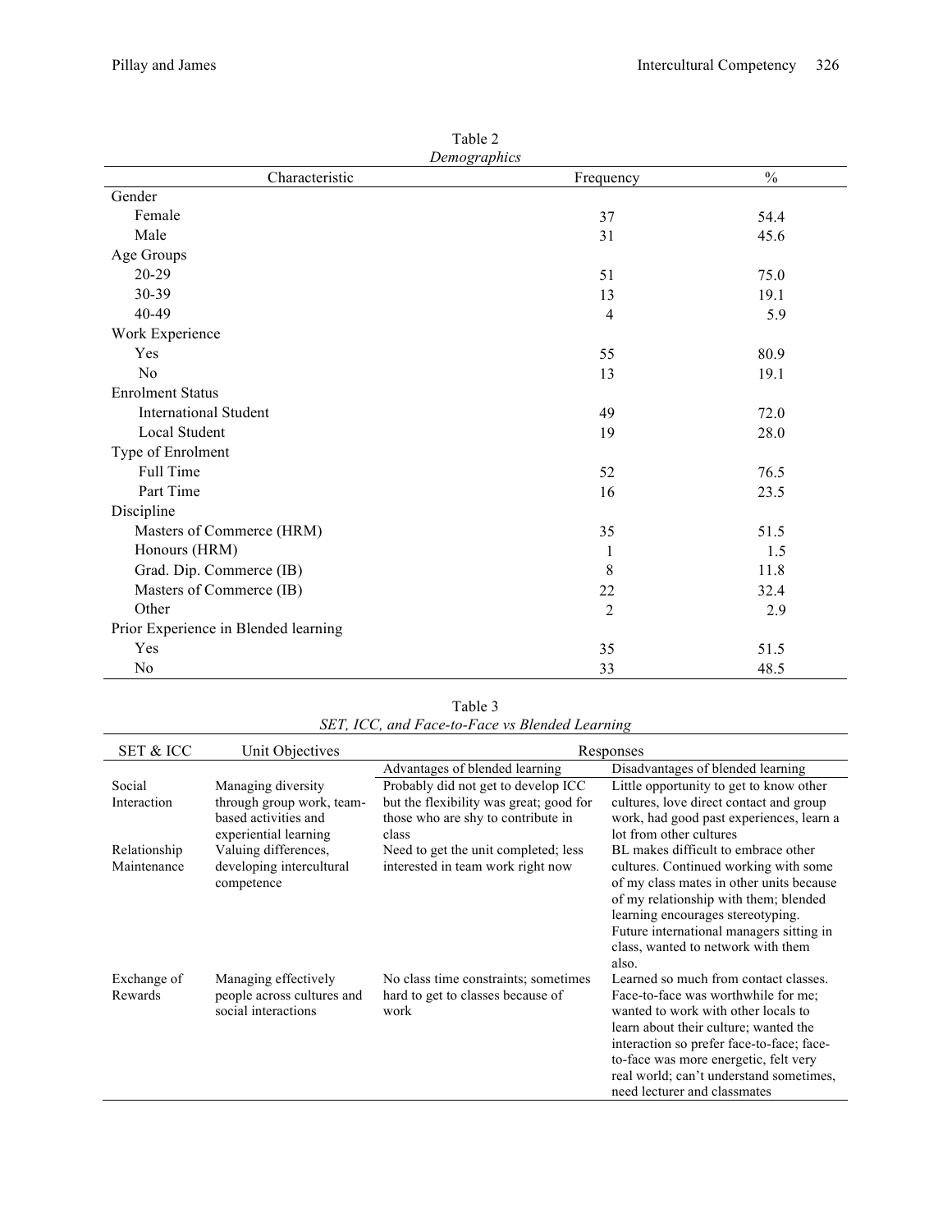Table 2
*Demographics*

| Characteristic | Frequency | % |
|---|---|---|
| Gender | | |
| Female | 37 | 54.4 |
| Male | 31 | 45.6 |
| Age Groups | | |
| 20-29 | 51 | 75.0 |
| 30-39 | 13 | 19.1 |
| 40-49 | 4 | 5.9 |
| Work Experience | | |
| Yes | 55 | 80.9 |
| No | 13 | 19.1 |
| Enrolment Status | | |
| International Student | 49 | 72.0 |
| Local Student | 19 | 28.0 |
| Type of Enrolment | | |
| Full Time | 52 | 76.5 |
| Part Time | 16 | 23.5 |
| Discipline | | |
| Masters of Commerce (HRM) | 35 | 51.5 |
| Honours (HRM) | 1 | 1.5 |
| Grad. Dip. Commerce (IB) | 8 | 11.8 |
| Masters of Commerce (IB) | 22 | 32.4 |
| Other | 2 | 2.9 |
| Prior Experience in Blended learning | | |
| Yes | 35 | 51.5 |
| No | 33 | 48.5 |

Table 3
*SET, ICC, and Face-to-Face vs Blended Learning*

| SET & ICC | Unit Objectives | Responses | |
|---|---|---|---|
| | | Advantages of blended learning | Disadvantages of blended learning |
| Social Interaction | Managing diversity through group work, team-based activities and experiential learning | Probably did not get to develop ICC but the flexibility was great; good for those who are shy to contribute in class | Little opportunity to get to know other cultures, love direct contact and group work, had good past experiences, learn a lot from other cultures |
| Relationship Maintenance | Valuing differences, developing intercultural competence | Need to get the unit completed; less interested in team work right now | BL makes difficult to embrace other cultures. Continued working with some of my class mates in other units because of my relationship with them; blended learning encourages stereotyping. Future international managers sitting in class, wanted to network with them also. |
| Exchange of Rewards | Managing effectively people across cultures and social interactions | No class time constraints; sometimes hard to get to classes because of work | Learned so much from contact classes. Face-to-face was worthwhile for me; wanted to work with other locals to learn about their culture; wanted the interaction so prefer face-to-face; face-to-face was more energetic, felt very real world; can't understand sometimes, need lecturer and classmates |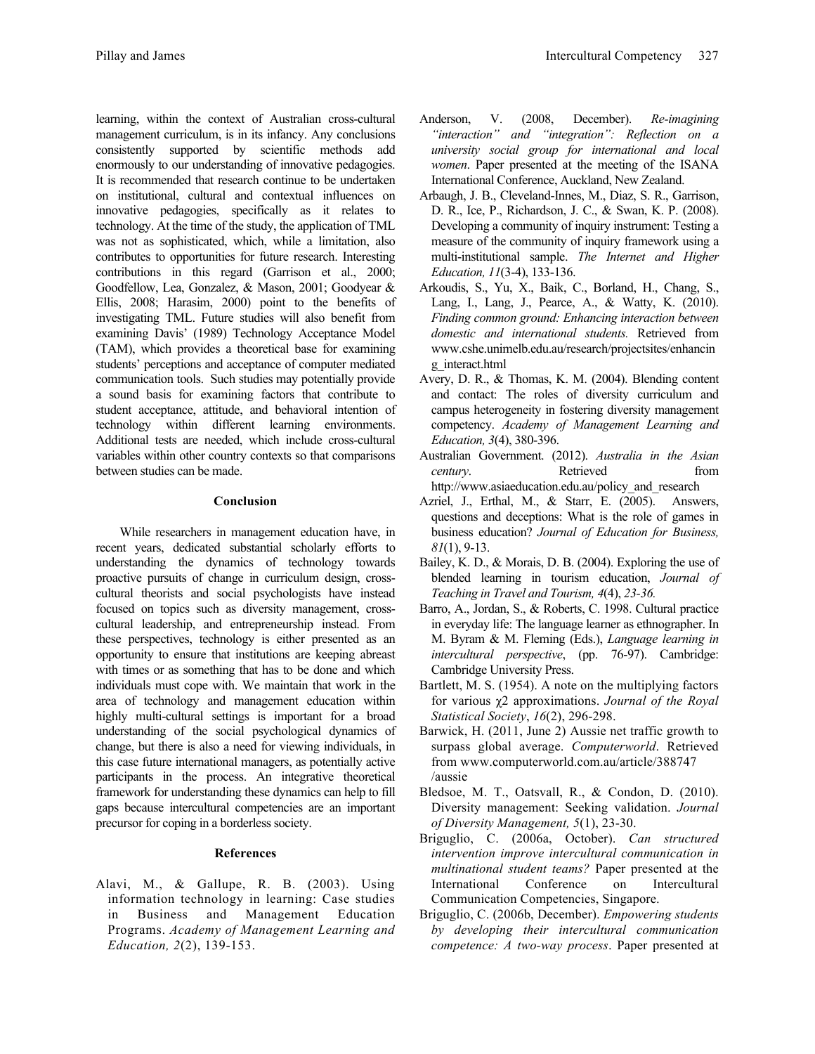learning, within the context of Australian cross-cultural management curriculum, is in its infancy. Any conclusions consistently supported by scientific methods add enormously to our understanding of innovative pedagogies. It is recommended that research continue to be undertaken on institutional, cultural and contextual influences on innovative pedagogies, specifically as it relates to technology. At the time of the study, the application of TML was not as sophisticated, which, while a limitation, also contributes to opportunities for future research. Interesting contributions in this regard (Garrison et al., 2000; Goodfellow, Lea, Gonzalez, & Mason, 2001; Goodyear & Ellis, 2008; Harasim, 2000) point to the benefits of investigating TML. Future studies will also benefit from examining Davis' (1989) Technology Acceptance Model (TAM), which provides a theoretical base for examining students' perceptions and acceptance of computer mediated communication tools. Such studies may potentially provide a sound basis for examining factors that contribute to student acceptance, attitude, and behavioral intention of technology within different learning environments. Additional tests are needed, which include cross-cultural variables within other country contexts so that comparisons between studies can be made.

## Conclusion

While researchers in management education have, in recent years, dedicated substantial scholarly efforts to understanding the dynamics of technology towards proactive pursuits of change in curriculum design, cross-cultural theorists and social psychologists have instead focused on topics such as diversity management, cross-cultural leadership, and entrepreneurship instead. From these perspectives, technology is either presented as an opportunity to ensure that institutions are keeping abreast with times or as something that has to be done and which individuals must cope with. We maintain that work in the area of technology and management education within highly multi-cultural settings is important for a broad understanding of the social psychological dynamics of change, but there is also a need for viewing individuals, in this case future international managers, as potentially active participants in the process. An integrative theoretical framework for understanding these dynamics can help to fill gaps because intercultural competencies are an important precursor for coping in a borderless society.

## References

Alavi, M., & Gallupe, R. B. (2003). Using information technology in learning: Case studies in Business and Management Education Programs. *Academy of Management Learning and Education, 2*(2), 139-153.

Anderson, V. (2008, December). *Re-imagining "interaction" and "integration": Reflection on a university social group for international and local women*. Paper presented at the meeting of the ISANA International Conference, Auckland, New Zealand.

Arbaugh, J. B., Cleveland-Innes, M., Diaz, S. R., Garrison, D. R., Ice, P., Richardson, J. C., & Swan, K. P. (2008). Developing a community of inquiry instrument: Testing a measure of the community of inquiry framework using a multi-institutional sample. *The Internet and Higher Education, 11*(3-4), 133-136.

Arkoudis, S., Yu, X., Baik, C., Borland, H., Chang, S., Lang, I., Lang, J., Pearce, A., & Watty, K. (2010). *Finding common ground: Enhancing interaction between domestic and international students.* Retrieved from www.cshe.unimelb.edu.au/research/projectsites/enhancing_interact.html

Avery, D. R., & Thomas, K. M. (2004). Blending content and contact: The roles of diversity curriculum and campus heterogeneity in fostering diversity management competency. *Academy of Management Learning and Education, 3*(4), 380-396.

Australian Government. (2012). *Australia in the Asian century*. Retrieved from http://www.asiaeducation.edu.au/policy_and_research

Azriel, J., Erthal, M., & Starr, E. (2005). Answers, questions and deceptions: What is the role of games in business education? *Journal of Education for Business, 81*(1), 9-13.

Bailey, K. D., & Morais, D. B. (2004). Exploring the use of blended learning in tourism education, *Journal of Teaching in Travel and Tourism, 4*(4), *23-36.*

Barro, A., Jordan, S., & Roberts, C. 1998. Cultural practice in everyday life: The language learner as ethnographer. In M. Byram & M. Fleming (Eds.), *Language learning in intercultural perspective*, (pp. 76-97). Cambridge: Cambridge University Press.

Bartlett, M. S. (1954). A note on the multiplying factors for various $\chi 2$ approximations. *Journal of the Royal Statistical Society*, *16*(2), 296-298.

Barwick, H. (2011, June 2) Aussie net traffic growth to surpass global average. *Computerworld*. Retrieved from www.computerworld.com.au/article/388747/aussie

Bledsoe, M. T., Oatsvall, R., & Condon, D. (2010). Diversity management: Seeking validation. *Journal of Diversity Management, 5*(1), 23-30.

Briguglio, C. (2006a, October). *Can structured intervention improve intercultural communication in multinational student teams?* Paper presented at the International Conference on Intercultural Communication Competencies, Singapore.

Briguglio, C. (2006b, December). *Empowering students by developing their intercultural communication competence: A two-way process*. Paper presented at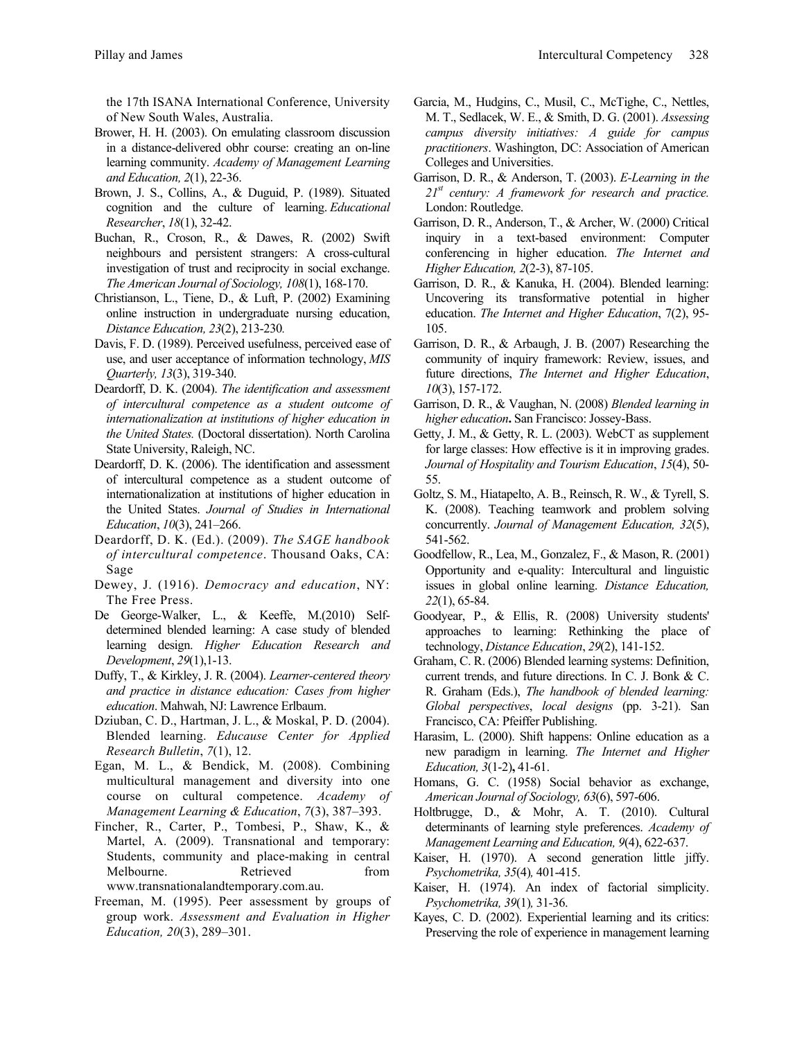the 17th ISANA International Conference, University of New South Wales, Australia.

Brower, H. H. (2003). On emulating classroom discussion in a distance-delivered obhr course: creating an on-line learning community. *Academy of Management Learning and Education, 2*(1), 22-36.

Brown, J. S., Collins, A., & Duguid, P. (1989). Situated cognition and the culture of learning. *Educational Researcher*, *18*(1), 32-42.

Buchan, R., Croson, R., & Dawes, R. (2002) Swift neighbours and persistent strangers: A cross-cultural investigation of trust and reciprocity in social exchange. *The American Journal of Sociology, 108*(1), 168-170.

Christianson, L., Tiene, D., & Luft, P. (2002) Examining online instruction in undergraduate nursing education, *Distance Education, 23*(2), 213-230*.*

Davis, F. D. (1989). Perceived usefulness, perceived ease of use, and user acceptance of information technology, *MIS Quarterly, 13*(3), 319-340.

Deardorff, D. K. (2004). *The identification and assessment of intercultural competence as a student outcome of internationalization at institutions of higher education in the United States.* (Doctoral dissertation). North Carolina State University, Raleigh, NC.

Deardorff, D. K. (2006). The identification and assessment of intercultural competence as a student outcome of internationalization at institutions of higher education in the United States. *Journal of Studies in International Education*, *10*(3), 241–266.

Deardorff, D. K. (Ed.). (2009). *The SAGE handbook of intercultural competence*. Thousand Oaks, CA: Sage

Dewey, J. (1916). *Democracy and education*, NY: The Free Press.

De George-Walker, L., & Keeffe, M.(2010) Self-determined blended learning: A case study of blended learning design. *Higher Education Research and Development*, *29*(1),1-13.

Duffy, T., & Kirkley, J. R. (2004). *Learner-centered theory and practice in distance education: Cases from higher education*. Mahwah, NJ: Lawrence Erlbaum.

Dziuban, C. D., Hartman, J. L., & Moskal, P. D. (2004). Blended learning. *Educause Center for Applied Research Bulletin*, *7*(1), 12.

Egan, M. L., & Bendick, M. (2008). Combining multicultural management and diversity into one course on cultural competence. *Academy of Management Learning & Education*, *7*(3), 387–393.

Fincher, R., Carter, P., Tombesi, P., Shaw, K., & Martel, A. (2009). Transnational and temporary: Students, community and place-making in central Melbourne. Retrieved from www.transnationalandtemporary.com.au.

Freeman, M. (1995). Peer assessment by groups of group work. *Assessment and Evaluation in Higher Education, 20*(3), 289–301.

Garcia, M., Hudgins, C., Musil, C., McTighe, C., Nettles, M. T., Sedlacek, W. E., & Smith, D. G. (2001). *Assessing campus diversity initiatives: A guide for campus practitioners*. Washington, DC: Association of American Colleges and Universities.

Garrison, D. R., & Anderson, T. (2003). *E-Learning in the 21st century: A framework for research and practice.* London: Routledge.

Garrison, D. R., Anderson, T., & Archer, W. (2000) Critical inquiry in a text-based environment: Computer conferencing in higher education. *The Internet and Higher Education, 2*(2-3), 87-105.

Garrison, D. R., & Kanuka, H. (2004). Blended learning: Uncovering its transformative potential in higher education. *The Internet and Higher Education*, 7(2), 95-105.

Garrison, D. R., & Arbaugh, J. B. (2007) Researching the community of inquiry framework: Review, issues, and future directions, *The Internet and Higher Education*, *10*(3), 157-172.

Garrison, D. R., & Vaughan, N. (2008) *Blended learning in higher education***.** San Francisco: Jossey-Bass.

Getty, J. M., & Getty, R. L. (2003). WebCT as supplement for large classes: How effective is it in improving grades. *Journal of Hospitality and Tourism Education*, *15*(4), 50-55.

Goltz, S. M., Hiatapelto, A. B., Reinsch, R. W., & Tyrell, S. K. (2008). Teaching teamwork and problem solving concurrently. *Journal of Management Education, 32*(5), 541-562.

Goodfellow, R., Lea, M., Gonzalez, F., & Mason, R. (2001) Opportunity and e-quality: Intercultural and linguistic issues in global online learning. *Distance Education, 22*(1), 65-84.

Goodyear, P., & Ellis, R. (2008) University students' approaches to learning: Rethinking the place of technology, *Distance Education*, *29*(2), 141-152.

Graham, C. R. (2006) Blended learning systems: Definition, current trends, and future directions. In C. J. Bonk & C. R. Graham (Eds.), *The handbook of blended learning: Global perspectives*, *local designs* (pp. 3-21). San Francisco, CA: Pfeiffer Publishing.

Harasim, L. (2000). Shift happens: Online education as a new paradigm in learning. *The Internet and Higher Education, 3*(1-2)**,** 41-61.

Homans, G. C. (1958) Social behavior as exchange, *American Journal of Sociology, 63*(6), 597-606.

Holtbrugge, D., & Mohr, A. T. (2010). Cultural determinants of learning style preferences. *Academy of Management Learning and Education, 9*(4), 622-637.

Kaiser, H. (1970). A second generation little jiffy. *Psychometrika, 35*(4)*,* 401-415.

Kaiser, H. (1974). An index of factorial simplicity. *Psychometrika, 39*(1)*,* 31-36.

Kayes, C. D. (2002). Experiential learning and its critics: Preserving the role of experience in management learning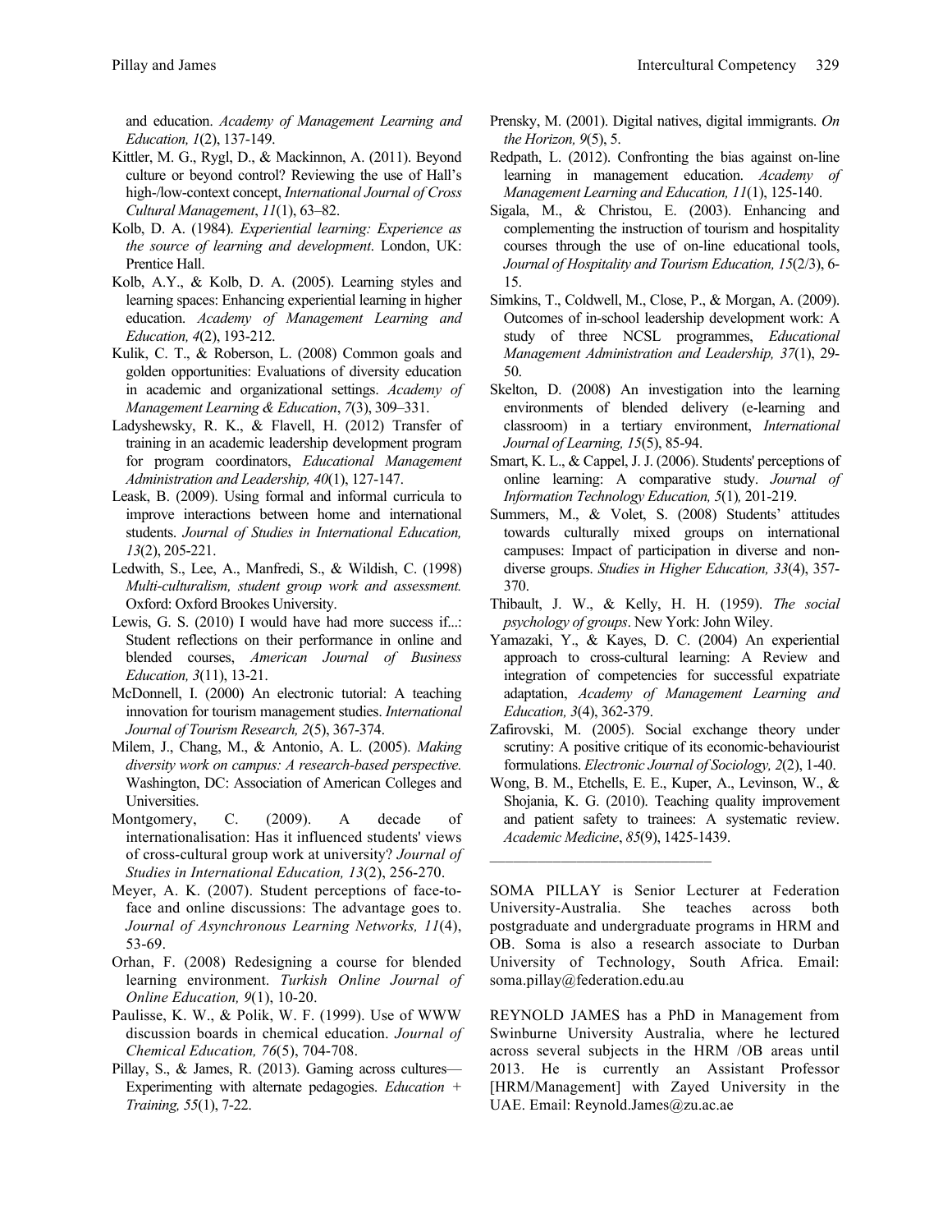and education. *Academy of Management Learning and Education, 1*(2), 137-149.

Kittler, M. G., Rygl, D., & Mackinnon, A. (2011). Beyond culture or beyond control? Reviewing the use of Hall's high-/low-context concept, *International Journal of Cross Cultural Management*, *11*(1), 63–82.

Kolb, D. A. (1984). *Experiential learning: Experience as the source of learning and development*. London, UK: Prentice Hall.

Kolb, A.Y., & Kolb, D. A. (2005). Learning styles and learning spaces: Enhancing experiential learning in higher education. *Academy of Management Learning and Education, 4*(2), 193-212.

Kulik, C. T., & Roberson, L. (2008) Common goals and golden opportunities: Evaluations of diversity education in academic and organizational settings. *Academy of Management Learning & Education*, *7*(3), 309–331.

Ladyshewsky, R. K., & Flavell, H. (2012) Transfer of training in an academic leadership development program for program coordinators, *Educational Management Administration and Leadership, 40*(1), 127-147.

Leask, B. (2009). Using formal and informal curricula to improve interactions between home and international students. *Journal of Studies in International Education, 13*(2), 205-221.

Ledwith, S., Lee, A., Manfredi, S., & Wildish, C. (1998) *Multi-culturalism, student group work and assessment.* Oxford: Oxford Brookes University.

Lewis, G. S. (2010) I would have had more success if...: Student reflections on their performance in online and blended courses, *American Journal of Business Education, 3*(11), 13-21.

McDonnell, I. (2000) An electronic tutorial: A teaching innovation for tourism management studies. *International Journal of Tourism Research, 2*(5), 367-374.

Milem, J., Chang, M., & Antonio, A. L. (2005). *Making diversity work on campus: A research-based perspective.* Washington, DC: Association of American Colleges and Universities.

Montgomery, C. (2009). A decade of internationalisation: Has it influenced students' views of cross-cultural group work at university? *Journal of Studies in International Education, 13*(2), 256-270.

Meyer, A. K. (2007). Student perceptions of face-to-face and online discussions: The advantage goes to. *Journal of Asynchronous Learning Networks, 11*(4), 53-69.

Orhan, F. (2008) Redesigning a course for blended learning environment. *Turkish Online Journal of Online Education, 9*(1), 10-20.

Paulisse, K. W., & Polik, W. F. (1999). Use of WWW discussion boards in chemical education. *Journal of Chemical Education, 76*(5), 704-708.

Pillay, S., & James, R. (2013). Gaming across cultures—Experimenting with alternate pedagogies. *Education + Training, 55*(1), 7-22.

Prensky, M. (2001). Digital natives, digital immigrants. *On the Horizon, 9*(5), 5.

Redpath, L. (2012). Confronting the bias against on-line learning in management education. *Academy of Management Learning and Education, 11*(1), 125-140.

Sigala, M., & Christou, E. (2003). Enhancing and complementing the instruction of tourism and hospitality courses through the use of on-line educational tools, *Journal of Hospitality and Tourism Education, 15*(2/3), 6-15.

Simkins, T., Coldwell, M., Close, P., & Morgan, A. (2009). Outcomes of in-school leadership development work: A study of three NCSL programmes, *Educational Management Administration and Leadership, 37*(1), 29-50.

Skelton, D. (2008) An investigation into the learning environments of blended delivery (e-learning and classroom) in a tertiary environment, *International Journal of Learning, 15*(5), 85-94.

Smart, K. L., & Cappel, J. J. (2006). Students' perceptions of online learning: A comparative study. *Journal of Information Technology Education, 5*(1)*,* 201-219.

Summers, M., & Volet, S. (2008) Students' attitudes towards culturally mixed groups on international campuses: Impact of participation in diverse and non-diverse groups. *Studies in Higher Education, 33*(4), 357-370.

Thibault, J. W., & Kelly, H. H. (1959). *The social psychology of groups*. New York: John Wiley.

Yamazaki, Y., & Kayes, D. C. (2004) An experiential approach to cross-cultural learning: A Review and integration of competencies for successful expatriate adaptation, *Academy of Management Learning and Education, 3*(4), 362-379.

Zafirovski, M. (2005). Social exchange theory under scrutiny: A positive critique of its economic-behaviourist formulations. *Electronic Journal of Sociology, 2*(2), 1-40.

Wong, B. M., Etchells, E. E., Kuper, A., Levinson, W., & Shojania, K. G. (2010). Teaching quality improvement and patient safety to trainees: A systematic review. *Academic Medicine*, *85*(9), 1425-1439.

---

SOMA PILLAY is Senior Lecturer at Federation University-Australia. She teaches across both postgraduate and undergraduate programs in HRM and OB. Soma is also a research associate to Durban University of Technology, South Africa. Email: soma.pillay@federation.edu.au

REYNOLD JAMES has a PhD in Management from Swinburne University Australia, where he lectured across several subjects in the HRM /OB areas until 2013. He is currently an Assistant Professor [HRM/Management] with Zayed University in the UAE. Email: Reynold.James@zu.ac.ae